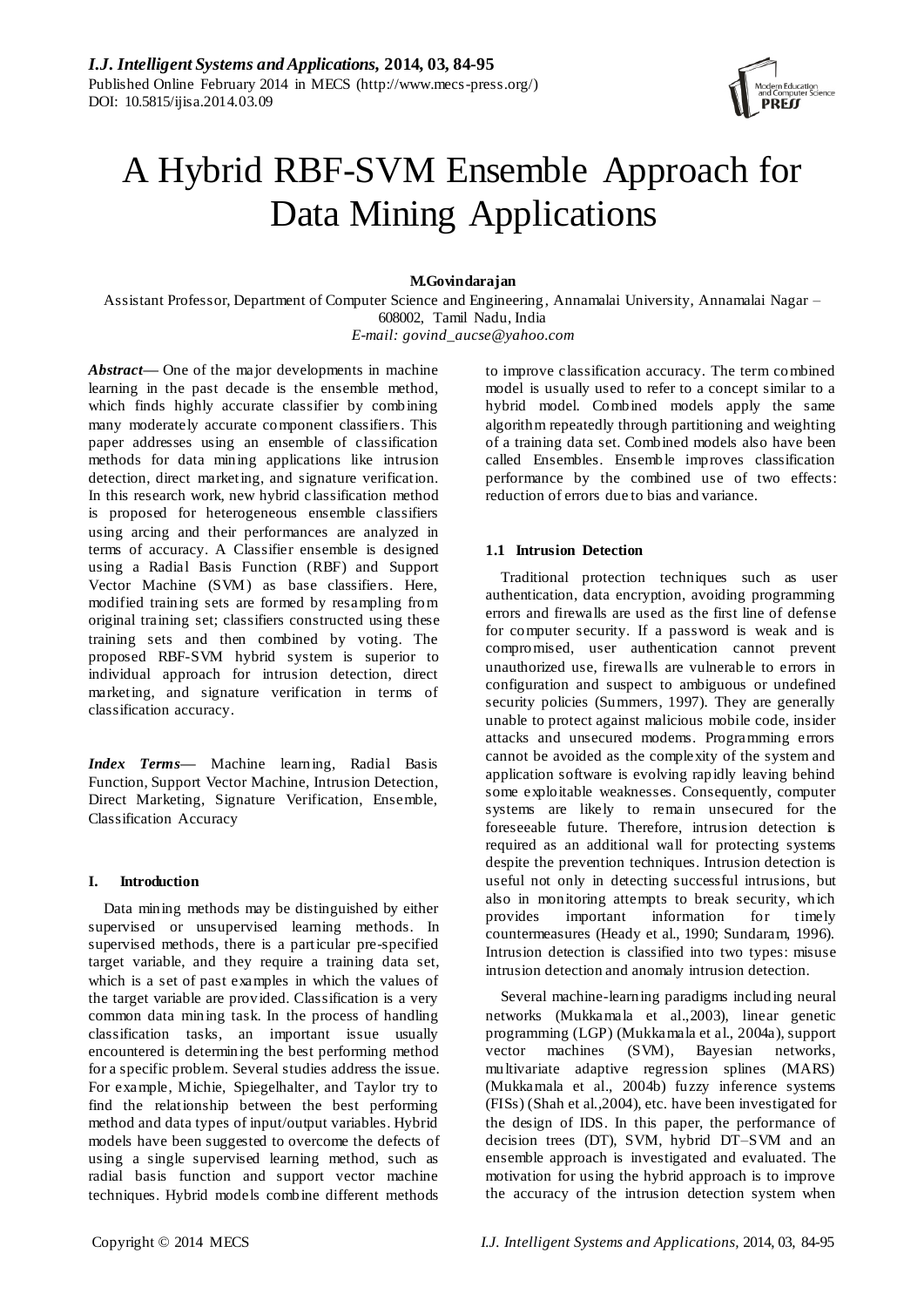# A Hybrid RBF-SVM Ensemble Approach for Data Mining Applications

**M.Govindarajan**

Assistant Professor, Department of Computer Science and Engineering, Annamalai University, Annamalai Nagar – 608002, Tamil Nadu, India

*E-mail: govind_aucse@yahoo.com*

***Abstract*—** One of the major developments in machine learning in the past decade is the ensemble method, which finds highly accurate classifier by combining many moderately accurate component classifiers. This paper addresses using an ensemble of classification methods for data mining applications like intrusion detection, direct marketing, and signature verification. In this research work, new hybrid classification method is proposed for heterogeneous ensemble classifiers using arcing and their performances are analyzed in terms of accuracy. A Classifier ensemble is designed using a Radial Basis Function (RBF) and Support Vector Machine (SVM) as base classifiers. Here, modified training sets are formed by resampling from original training set; classifiers constructed using these training sets and then combined by voting. The proposed RBF-SVM hybrid system is superior to individual approach for intrusion detection, direct marketing, and signature verification in terms of classification accuracy.

***Index Terms*—** Machine learning, Radial Basis Function, Support Vector Machine, Intrusion Detection, Direct Marketing, Signature Verification, Ensemble, Classification Accuracy

## I. Introduction

Data mining methods may be distinguished by either supervised or unsupervised learning methods. In supervised methods, there is a particular pre-specified target variable, and they require a training data set, which is a set of past examples in which the values of the target variable are provided. Classification is a very common data mining task. In the process of handling classification tasks, an important issue usually encountered is determining the best performing method for a specific problem. Several studies address the issue. For example, Michie, Spiegelhalter, and Taylor try to find the relationship between the best performing method and data types of input/output variables. Hybrid models have been suggested to overcome the defects of using a single supervised learning method, such as radial basis function and support vector machine techniques. Hybrid models combine different methods to improve classification accuracy. The term combined model is usually used to refer to a concept similar to a hybrid model. Combined models apply the same algorithm repeatedly through partitioning and weighting of a training data set. Combined models also have been called Ensembles. Ensemble improves classification performance by the combined use of two effects: reduction of errors due to bias and variance.

### 1.1 Intrusion Detection

Traditional protection techniques such as user authentication, data encryption, avoiding programming errors and firewalls are used as the first line of defense for computer security. If a password is weak and is compromised, user authentication cannot prevent unauthorized use, firewalls are vulnerable to errors in configuration and suspect to ambiguous or undefined security policies (Summers, 1997). They are generally unable to protect against malicious mobile code, insider attacks and unsecured modems. Programming errors cannot be avoided as the complexity of the system and application software is evolving rapidly leaving behind some exploitable weaknesses. Consequently, computer systems are likely to remain unsecured for the foreseeable future. Therefore, intrusion detection is required as an additional wall for protecting systems despite the prevention techniques. Intrusion detection is useful not only in detecting successful intrusions, but also in monitoring attempts to break security, which provides important information for timely countermeasures (Heady et al., 1990; Sundaram, 1996). Intrusion detection is classified into two types: misuse intrusion detection and anomaly intrusion detection.

Several machine-learning paradigms including neural networks (Mukkamala et al.,2003), linear genetic programming (LGP) (Mukkamala et al., 2004a), support vector machines (SVM), Bayesian networks, multivariate adaptive regression splines (MARS) (Mukkamala et al., 2004b) fuzzy inference systems (FISs) (Shah et al.,2004), etc. have been investigated for the design of IDS. In this paper, the performance of decision trees (DT), SVM, hybrid DT–SVM and an ensemble approach is investigated and evaluated. The motivation for using the hybrid approach is to improve the accuracy of the intrusion detection system when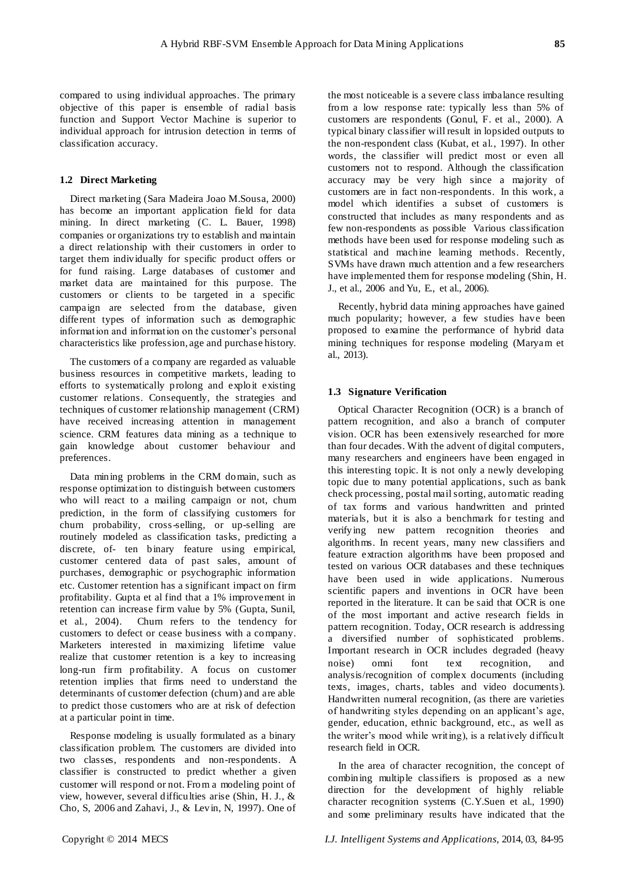compared to using individual approaches. The primary objective of this paper is ensemble of radial basis function and Support Vector Machine is superior to individual approach for intrusion detection in terms of classification accuracy.

### 1.2 Direct Marketing

Direct marketing (Sara Madeira Joao M.Sousa, 2000) has become an important application field for data mining. In direct marketing (C. L. Bauer, 1998) companies or organizations try to establish and maintain a direct relationship with their customers in order to target them individually for specific product offers or for fund raising. Large databases of customer and market data are maintained for this purpose. The customers or clients to be targeted in a specific campaign are selected from the database, given different types of information such as demographic information and information on the customer's personal characteristics like profession, age and purchase history.

The customers of a company are regarded as valuable business resources in competitive markets, leading to efforts to systematically prolong and exploit existing customer relations. Consequently, the strategies and techniques of customer relationship management (CRM) have received increasing attention in management science. CRM features data mining as a technique to gain knowledge about customer behaviour and preferences.

Data mining problems in the CRM domain, such as response optimization to distinguish between customers who will react to a mailing campaign or not, churn prediction, in the form of classifying customers for churn probability, cross-selling, or up-selling are routinely modeled as classification tasks, predicting a discrete, of- ten binary feature using empirical, customer centered data of past sales, amount of purchases, demographic or psychographic information etc. Customer retention has a significant impact on firm profitability. Gupta et al find that a 1% improvement in retention can increase firm value by 5% (Gupta, Sunil, et al., 2004). Churn refers to the tendency for customers to defect or cease business with a company. Marketers interested in maximizing lifetime value realize that customer retention is a key to increasing long-run firm profitability. A focus on customer retention implies that firms need to understand the determinants of customer defection (churn) and are able to predict those customers who are at risk of defection at a particular point in time.

Response modeling is usually formulated as a binary classification problem. The customers are divided into two classes, respondents and non-respondents. A classifier is constructed to predict whether a given customer will respond or not. From a modeling point of view, however, several difficulties arise (Shin, H. J., & Cho, S, 2006 and Zahavi, J., & Levin, N, 1997). One of the most noticeable is a severe class imbalance resulting from a low response rate: typically less than 5% of customers are respondents (Gonul, F. et al., 2000). A typical binary classifier will result in lopsided outputs to the non-respondent class (Kubat, et al., 1997). In other words, the classifier will predict most or even all customers not to respond. Although the classification accuracy may be very high since a majority of customers are in fact non-respondents. In this work, a model which identifies a subset of customers is constructed that includes as many respondents and as few non-respondents as possible Various classification methods have been used for response modeling such as statistical and machine learning methods. Recently, SVMs have drawn much attention and a few researchers have implemented them for response modeling (Shin, H. J., et al., 2006 and Yu, E., et al., 2006).

Recently, hybrid data mining approaches have gained much popularity; however, a few studies have been proposed to examine the performance of hybrid data mining techniques for response modeling (Maryam et al., 2013).

### 1.3 Signature Verification

Optical Character Recognition (OCR) is a branch of pattern recognition, and also a branch of computer vision. OCR has been extensively researched for more than four decades. With the advent of digital computers, many researchers and engineers have been engaged in this interesting topic. It is not only a newly developing topic due to many potential applications, such as bank check processing, postal mail sorting, automatic reading of tax forms and various handwritten and printed materials, but it is also a benchmark for testing and verifying new pattern recognition theories and algorithms. In recent years, many new classifiers and feature extraction algorithms have been proposed and tested on various OCR databases and these techniques have been used in wide applications. Numerous scientific papers and inventions in OCR have been reported in the literature. It can be said that OCR is one of the most important and active research fields in pattern recognition. Today, OCR research is addressing a diversified number of sophisticated problems. Important research in OCR includes degraded (heavy noise) omni font text recognition, and analysis/recognition of complex documents (including texts, images, charts, tables and video documents). Handwritten numeral recognition, (as there are varieties of handwriting styles depending on an applicant's age, gender, education, ethnic background, etc., as well as the writer's mood while writing), is a relatively difficult research field in OCR.

In the area of character recognition, the concept of combining multiple classifiers is proposed as a new direction for the development of highly reliable character recognition systems (C.Y.Suen et al., 1990) and some preliminary results have indicated that the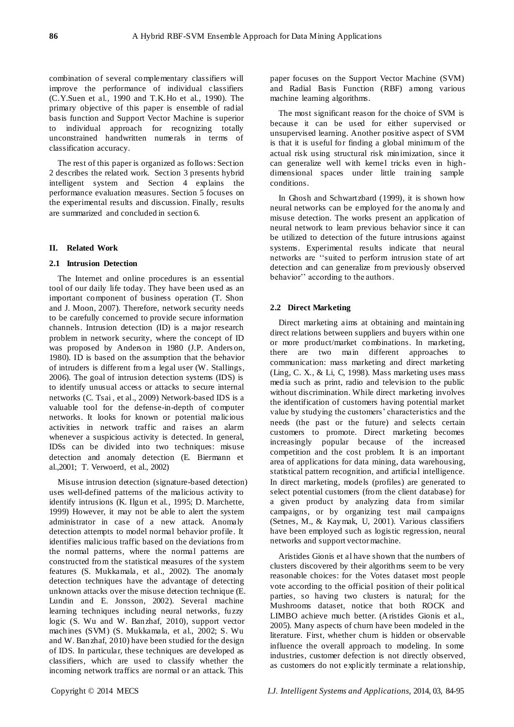combination of several complementary classifiers will improve the performance of individual classifiers (C.Y.Suen et al., 1990 and T.K.Ho et al., 1990). The primary objective of this paper is ensemble of radial basis function and Support Vector Machine is superior to individual approach for recognizing totally unconstrained handwritten numerals in terms of classification accuracy.

The rest of this paper is organized as follows: Section 2 describes the related work. Section 3 presents hybrid intelligent system and Section 4 explains the performance evaluation measures. Section 5 focuses on the experimental results and discussion. Finally, results are summarized and concluded in section 6.

## II. Related Work

### 2.1 Intrusion Detection

The Internet and online procedures is an essential tool of our daily life today. They have been used as an important component of business operation (T. Shon and J. Moon, 2007). Therefore, network security needs to be carefully concerned to provide secure information channels. Intrusion detection (ID) is a major research problem in network security, where the concept of ID was proposed by Anderson in 1980 (J.P. Anderson, 1980). ID is based on the assumption that the behavior of intruders is different from a legal user (W. Stallings, 2006). The goal of intrusion detection systems (IDS) is to identify unusual access or attacks to secure internal networks (C. Tsai , et al., 2009) Network-based IDS is a valuable tool for the defense-in-depth of computer networks. It looks for known or potential malicious activities in network traffic and raises an alarm whenever a suspicious activity is detected. In general, IDSs can be divided into two techniques: misuse detection and anomaly detection (E. Biermann et al.,2001; T. Verwoerd, et al., 2002)

Misuse intrusion detection (signature-based detection) uses well-defined patterns of the malicious activity to identify intrusions (K. Ilgun et al., 1995; D. Marchette, 1999) However, it may not be able to alert the system administrator in case of a new attack. Anomaly detection attempts to model normal behavior profile. It identifies malicious traffic based on the deviations from the normal patterns, where the normal patterns are constructed from the statistical measures of the system features (S. Mukkamala, et al., 2002). The anomaly detection techniques have the advantage of detecting unknown attacks over the misuse detection technique (E. Lundin and E. Jonsson, 2002). Several machine learning techniques including neural networks, fuzzy logic (S. Wu and W. Banzhaf, 2010), support vector machines (SVM) (S. Mukkamala, et al., 2002; S. Wu and W. Banzhaf, 2010) have been studied for the design of IDS. In particular, these techniques are developed as classifiers, which are used to classify whether the incoming network traffics are normal or an attack. This paper focuses on the Support Vector Machine (SVM) and Radial Basis Function (RBF) among various machine learning algorithms.

The most significant reason for the choice of SVM is because it can be used for either supervised or unsupervised learning. Another positive aspect of SVM is that it is useful for finding a global minimum of the actual risk using structural risk minimization, since it can generalize well with kernel tricks even in high-dimensional spaces under little training sample conditions.

In Ghosh and Schwartzbard (1999), it is shown how neural networks can be employed for the anomaly and misuse detection. The works present an application of neural network to learn previous behavior since it can be utilized to detection of the future intrusions against systems. Experimental results indicate that neural networks are ''suited to perform intrusion state of art detection and can generalize from previously observed behavior'' according to the authors.

### 2.2 Direct Marketing

Direct marketing aims at obtaining and maintaining direct relations between suppliers and buyers within one or more product/market combinations. In marketing, there are two main different approaches to communication: mass marketing and direct marketing (Ling, C. X., & Li, C, 1998). Mass marketing uses mass media such as print, radio and television to the public without discrimination. While direct marketing involves the identification of customers having potential market value by studying the customers' characteristics and the needs (the past or the future) and selects certain customers to promote. Direct marketing becomes increasingly popular because of the increased competition and the cost problem. It is an important area of applications for data mining, data warehousing, statistical pattern recognition, and artificial intelligence. In direct marketing, models (profiles) are generated to select potential customers (from the client database) for a given product by analyzing data from similar campaigns, or by organizing test mail campaigns (Setnes, M., & Kaymak, U, 2001). Various classifiers have been employed such as logistic regression, neural networks and support vector machine.

Aristides Gionis et al have shown that the numbers of clusters discovered by their algorithms seem to be very reasonable choices: for the Votes dataset most people vote according to the official position of their political parties, so having two clusters is natural; for the Mushrooms dataset, notice that both ROCK and LIMBO achieve much better. (Aristides Gionis et al., 2005). Many aspects of churn have been modeled in the literature. First, whether churn is hidden or observable influence the overall approach to modeling. In some industries, customer defection is not directly observed, as customers do not explicitly terminate a relationship,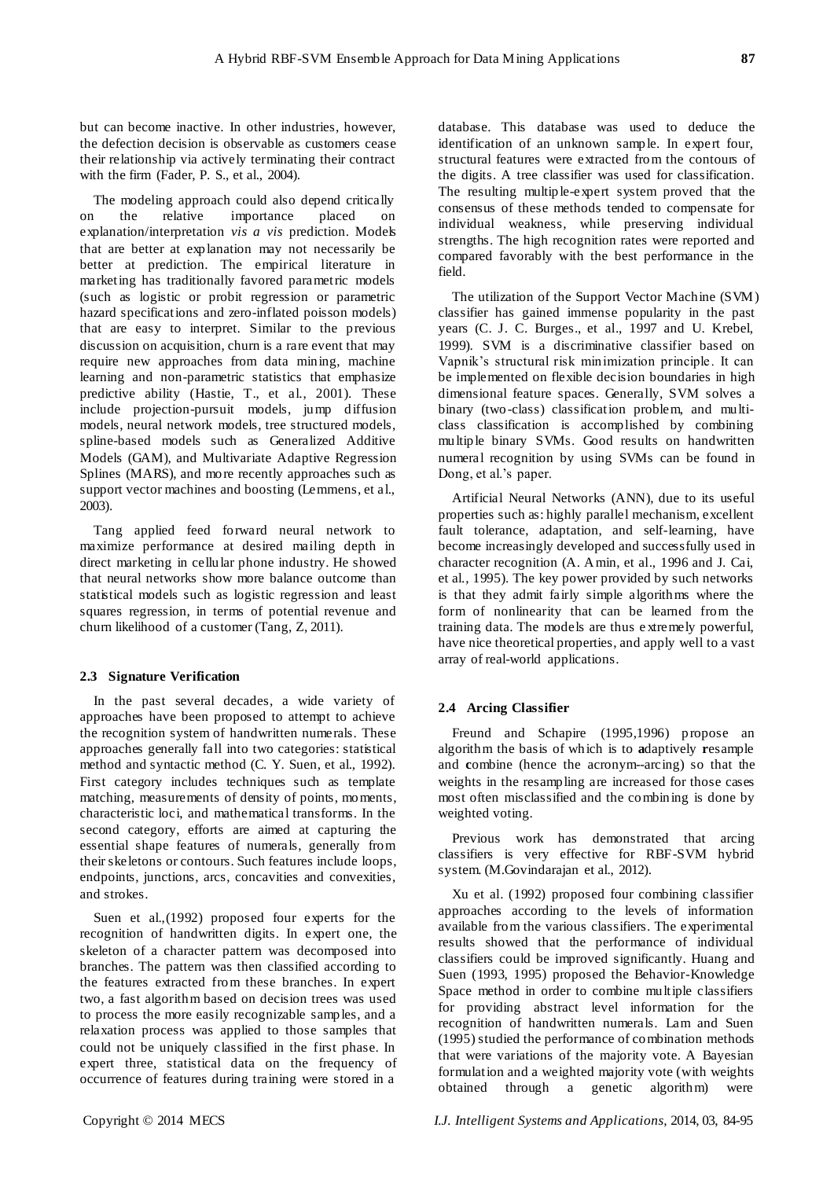but can become inactive. In other industries, however, the defection decision is observable as customers cease their relationship via actively terminating their contract with the firm (Fader, P. S., et al., 2004).

The modeling approach could also depend critically on the relative importance placed on explanation/interpretation *vis a vis* prediction. Models that are better at explanation may not necessarily be better at prediction. The empirical literature in marketing has traditionally favored parametric models (such as logistic or probit regression or parametric hazard specifications and zero-inflated poisson models) that are easy to interpret. Similar to the previous discussion on acquisition, churn is a rare event that may require new approaches from data mining, machine learning and non-parametric statistics that emphasize predictive ability (Hastie, T., et al., 2001). These include projection-pursuit models, jump diffusion models, neural network models, tree structured models, spline-based models such as Generalized Additive Models (GAM), and Multivariate Adaptive Regression Splines (MARS), and more recently approaches such as support vector machines and boosting (Lemmens, et al., 2003).

Tang applied feed forward neural network to maximize performance at desired mailing depth in direct marketing in cellular phone industry. He showed that neural networks show more balance outcome than statistical models such as logistic regression and least squares regression, in terms of potential revenue and churn likelihood of a customer (Tang, Z, 2011).

### 2.3 Signature Verification

In the past several decades, a wide variety of approaches have been proposed to attempt to achieve the recognition system of handwritten numerals. These approaches generally fall into two categories: statistical method and syntactic method (C. Y. Suen, et al., 1992). First category includes techniques such as template matching, measurements of density of points, moments, characteristic loci, and mathematical transforms. In the second category, efforts are aimed at capturing the essential shape features of numerals, generally from their skeletons or contours. Such features include loops, endpoints, junctions, arcs, concavities and convexities, and strokes.

Suen et al.,(1992) proposed four experts for the recognition of handwritten digits. In expert one, the skeleton of a character pattern was decomposed into branches. The pattern was then classified according to the features extracted from these branches. In expert two, a fast algorithm based on decision trees was used to process the more easily recognizable samples, and a relaxation process was applied to those samples that could not be uniquely classified in the first phase. In expert three, statistical data on the frequency of occurrence of features during training were stored in a database. This database was used to deduce the identification of an unknown sample. In expert four, structural features were extracted from the contours of the digits. A tree classifier was used for classification. The resulting multiple-expert system proved that the consensus of these methods tended to compensate for individual weakness, while preserving individual strengths. The high recognition rates were reported and compared favorably with the best performance in the field.

The utilization of the Support Vector Machine (SVM) classifier has gained immense popularity in the past years (C. J. C. Burges., et al., 1997 and U. Krebel, 1999). SVM is a discriminative classifier based on Vapnik's structural risk minimization principle. It can be implemented on flexible decision boundaries in high dimensional feature spaces. Generally, SVM solves a binary (two-class) classification problem, and multi-class classification is accomplished by combining multiple binary SVMs. Good results on handwritten numeral recognition by using SVMs can be found in Dong, et al.'s paper.

Artificial Neural Networks (ANN), due to its useful properties such as: highly parallel mechanism, excellent fault tolerance, adaptation, and self-learning, have become increasingly developed and successfully used in character recognition (A. Amin, et al., 1996 and J. Cai, et al., 1995). The key power provided by such networks is that they admit fairly simple algorithms where the form of nonlinearity that can be learned from the training data. The models are thus extremely powerful, have nice theoretical properties, and apply well to a vast array of real-world applications.

### 2.4 Arcing Classifier

Freund and Schapire (1995,1996) propose an algorithm the basis of which is to **a**daptively **r**esample and **c**ombine (hence the acronym--arcing) so that the weights in the resampling are increased for those cases most often misclassified and the combining is done by weighted voting.

Previous work has demonstrated that arcing classifiers is very effective for RBF-SVM hybrid system. (M.Govindarajan et al., 2012).

Xu et al. (1992) proposed four combining classifier approaches according to the levels of information available from the various classifiers. The experimental results showed that the performance of individual classifiers could be improved significantly. Huang and Suen (1993, 1995) proposed the Behavior-Knowledge Space method in order to combine multiple classifiers for providing abstract level information for the recognition of handwritten numerals. Lam and Suen (1995) studied the performance of combination methods that were variations of the majority vote. A Bayesian formulation and a weighted majority vote (with weights obtained through a genetic algorithm) were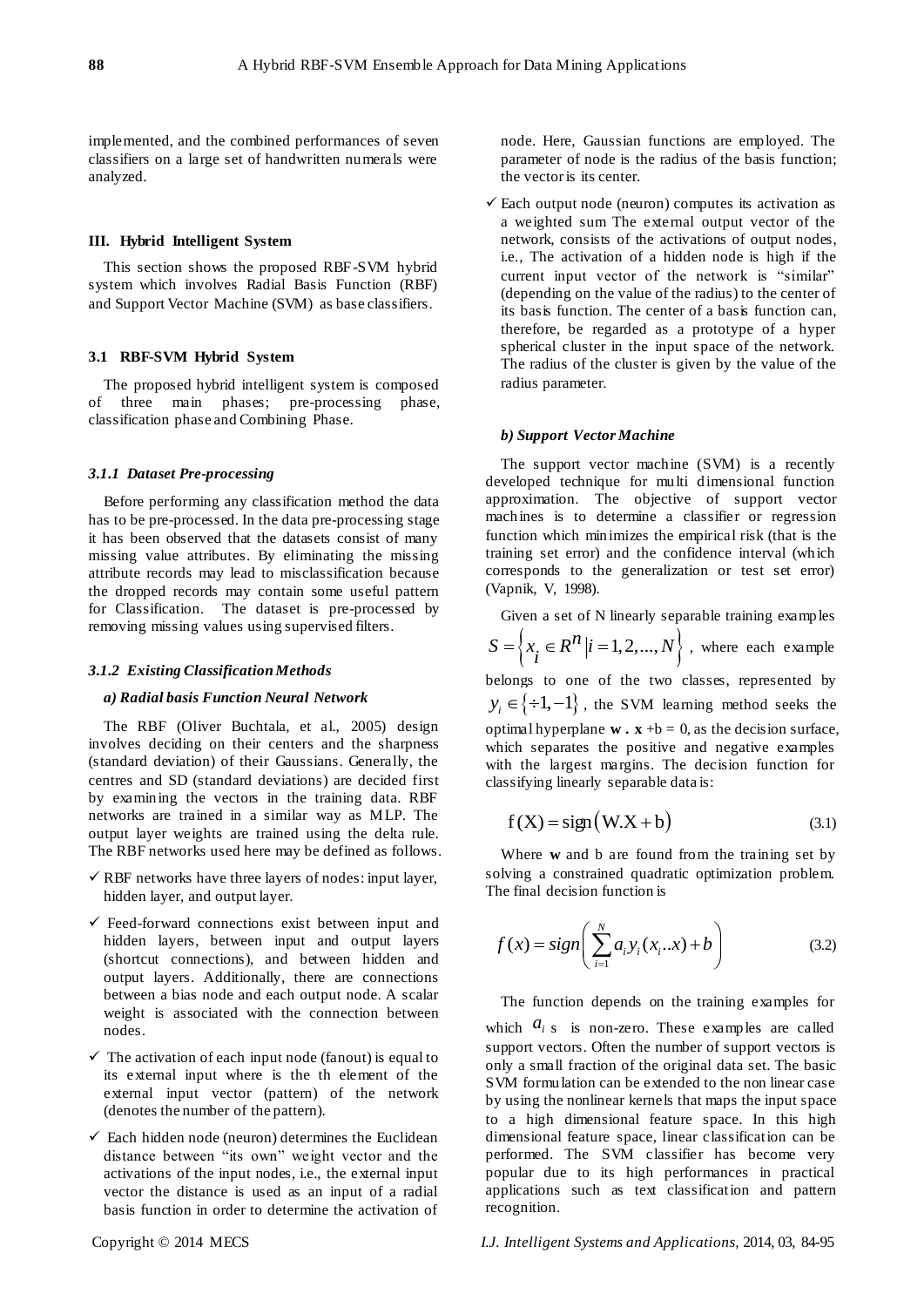implemented, and the combined performances of seven classifiers on a large set of handwritten numerals were analyzed.

## III. Hybrid Intelligent System

This section shows the proposed RBF-SVM hybrid system which involves Radial Basis Function (RBF) and Support Vector Machine (SVM) as base classifiers.

### 3.1 RBF-SVM Hybrid System

The proposed hybrid intelligent system is composed of three main phases; pre-processing phase, classification phase and Combining Phase.

#### *3.1.1 Dataset Pre-processing*

Before performing any classification method the data has to be pre-processed. In the data pre-processing stage it has been observed that the datasets consist of many missing value attributes. By eliminating the missing attribute records may lead to misclassification because the dropped records may contain some useful pattern for Classification. The dataset is pre-processed by removing missing values using supervised filters.

#### *3.1.2 Existing Classification Methods*

***a) Radial basis Function Neural Network***

The RBF (Oliver Buchtala, et al., 2005) design involves deciding on their centers and the sharpness (standard deviation) of their Gaussians. Generally, the centres and SD (standard deviations) are decided first by examining the vectors in the training data. RBF networks are trained in a similar way as MLP. The output layer weights are trained using the delta rule. The RBF networks used here may be defined as follows.

- ✓ RBF networks have three layers of nodes: input layer, hidden layer, and output layer.
- ✓ Feed-forward connections exist between input and hidden layers, between input and output layers (shortcut connections), and between hidden and output layers. Additionally, there are connections between a bias node and each output node. A scalar weight is associated with the connection between nodes.
- ✓ The activation of each input node (fanout) is equal to its external input where is the th element of the external input vector (pattern) of the network (denotes the number of the pattern).
- ✓ Each hidden node (neuron) determines the Euclidean distance between "its own" weight vector and the activations of the input nodes, i.e., the external input vector the distance is used as an input of a radial basis function in order to determine the activation of node. Here, Gaussian functions are employed. The parameter of node is the radius of the basis function; the vector is its center.
- ✓ Each output node (neuron) computes its activation as a weighted sum The external output vector of the network, consists of the activations of output nodes, i.e., The activation of a hidden node is high if the current input vector of the network is "similar" (depending on the value of the radius) to the center of its basis function. The center of a basis function can, therefore, be regarded as a prototype of a hyper spherical cluster in the input space of the network. The radius of the cluster is given by the value of the radius parameter.

***b) Support Vector Machine***

The support vector machine (SVM) is a recently developed technique for multi dimensional function approximation. The objective of support vector machines is to determine a classifier or regression function which minimizes the empirical risk (that is the training set error) and the confidence interval (which corresponds to the generalization or test set error) (Vapnik, V, 1998).

Given a set of N linearly separable training examples $S = \left\{ x_i \in R^n \middle| i = 1, 2, ..., N \right\}$, where each example belongs to one of the two classes, represented by $y_i \in \{+1, -1\}$, the SVM learning method seeks the optimal hyperplane **w . x** +b = 0, as the decision surface, which separates the positive and negative examples with the largest margins. The decision function for classifying linearly separable data is:

$$f(X) = \text{sign}(W.X + b) \tag{3.1}$$

Where **w** and b are found from the training set by solving a constrained quadratic optimization problem. The final decision function is

$$f(x) = sign\left( \sum_{i=1}^{N} a_i y_i (x_i..x) + b \right) \tag{3.2}$$

The function depends on the training examples for which $a_i$ s is non-zero. These examples are called support vectors. Often the number of support vectors is only a small fraction of the original data set. The basic SVM formulation can be extended to the non linear case by using the nonlinear kernels that maps the input space to a high dimensional feature space. In this high dimensional feature space, linear classification can be performed. The SVM classifier has become very popular due to its high performances in practical applications such as text classification and pattern recognition.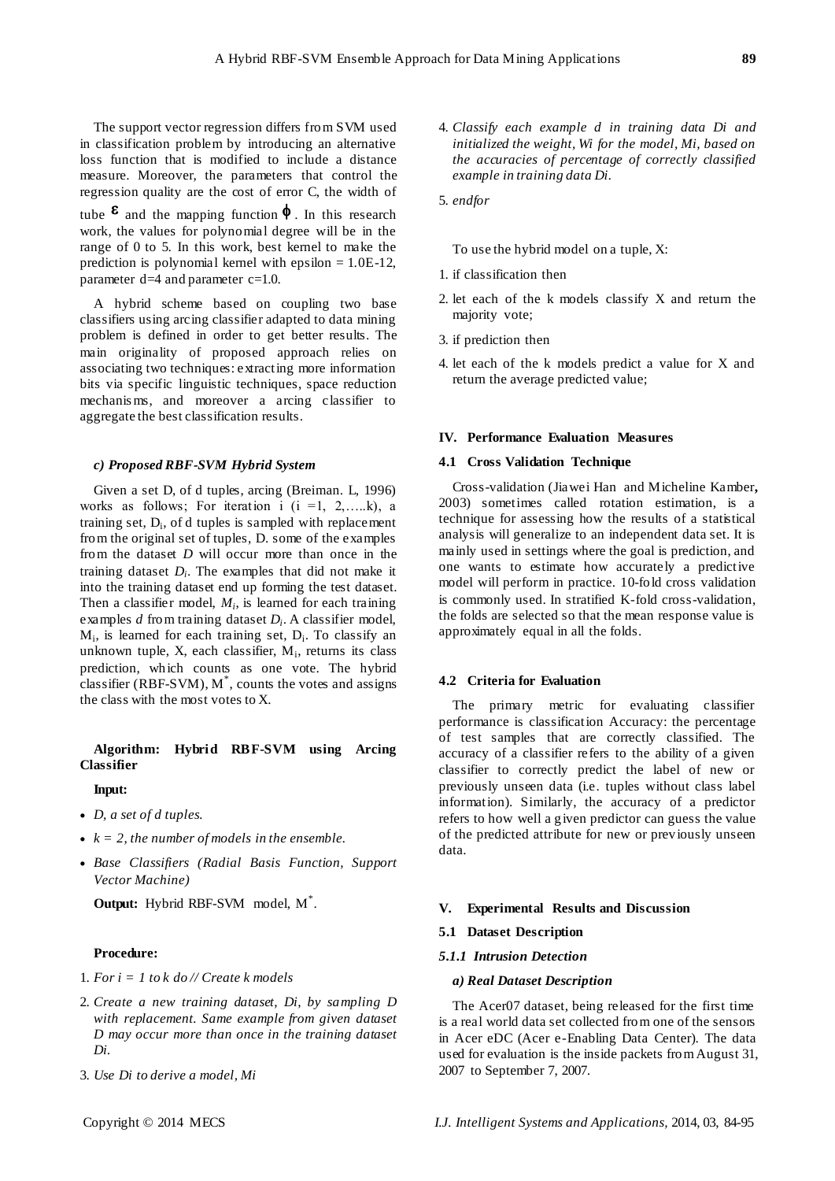The support vector regression differs from SVM used in classification problem by introducing an alternative loss function that is modified to include a distance measure. Moreover, the parameters that control the regression quality are the cost of error C, the width of tube $\varepsilon$ and the mapping function $\phi$. In this research work, the values for polynomial degree will be in the range of 0 to 5. In this work, best kernel to make the prediction is polynomial kernel with epsilon = 1.0E-12, parameter d=4 and parameter c=1.0.

A hybrid scheme based on coupling two base classifiers using arcing classifier adapted to data mining problem is defined in order to get better results. The main originality of proposed approach relies on associating two techniques: extracting more information bits via specific linguistic techniques, space reduction mechanisms, and moreover a arcing classifier to aggregate the best classification results.

#### *c) Proposed RBF-SVM Hybrid System*

Given a set D, of d tuples, arcing (Breiman. L, 1996) works as follows; For iteration i (i =1, 2,…..k), a training set, $D_i$, of d tuples is sampled with replacement from the original set of tuples, D. some of the examples from the dataset *D* will occur more than once in the training dataset $D_i$. The examples that did not make it into the training dataset end up forming the test dataset. Then a classifier model, $M_i$, is learned for each training examples *d* from training dataset $D_i$. A classifier model, $M_i$, is learned for each training set, $D_i$. To classify an unknown tuple, X, each classifier, $M_i$, returns its class prediction, which counts as one vote. The hybrid classifier (RBF-SVM), $M^*$, counts the votes and assigns the class with the most votes to X.

**Algorithm: Hybrid RBF-SVM using Arcing Classifier**

**Input:**

- *D, a set of d tuples.*
- *k = 2, the number of models in the ensemble.*
- *Base Classifiers (Radial Basis Function, Support Vector Machine)*

**Output:** Hybrid RBF-SVM model, $M^*$.

**Procedure:**

1. *For i = 1 to k do // Create k models*
2. *Create a new training dataset, Di, by sampling D with replacement. Same example from given dataset D may occur more than once in the training dataset Di.*
3. *Use Di to derive a model, Mi*
4. *Classify each example d in training data Di and initialized the weight, Wi for the model, Mi, based on the accuracies of percentage of correctly classified example in training data Di.*
5. *endfor*

To use the hybrid model on a tuple, X:

1. if classification then
2. let each of the k models classify X and return the majority vote;
3. if prediction then
4. let each of the k models predict a value for X and return the average predicted value;

## IV. Performance Evaluation Measures

### 4.1 Cross Validation Technique

Cross-validation (Jiawei Han and Micheline Kamber**,** 2003) sometimes called rotation estimation, is a technique for assessing how the results of a statistical analysis will generalize to an independent data set. It is mainly used in settings where the goal is prediction, and one wants to estimate how accurately a predictive model will perform in practice. 10-fold cross validation is commonly used. In stratified K-fold cross-validation, the folds are selected so that the mean response value is approximately equal in all the folds.

### 4.2 Criteria for Evaluation

The primary metric for evaluating classifier performance is classification Accuracy: the percentage of test samples that are correctly classified. The accuracy of a classifier refers to the ability of a given classifier to correctly predict the label of new or previously unseen data (i.e. tuples without class label information). Similarly, the accuracy of a predictor refers to how well a given predictor can guess the value of the predicted attribute for new or previously unseen data.

## V. Experimental Results and Discussion

### 5.1 Dataset Description

#### *5.1.1 Intrusion Detection*

#### *a) Real Dataset Description*

The Acer07 dataset, being released for the first time is a real world data set collected from one of the sensors in Acer eDC (Acer e-Enabling Data Center). The data used for evaluation is the inside packets from August 31, 2007 to September 7, 2007.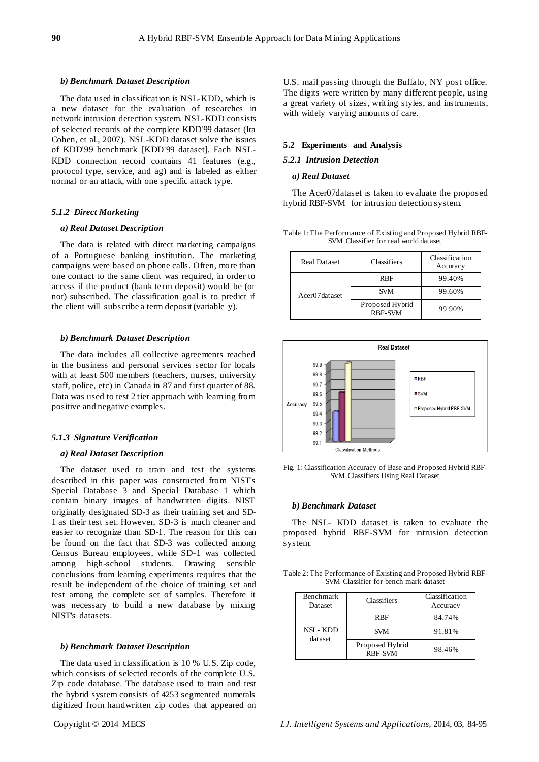#### b) Benchmark Dataset Description

The data used in classification is NSL-KDD, which is a new dataset for the evaluation of researches in network intrusion detection system. NSL-KDD consists of selected records of the complete KDD'99 dataset (Ira Cohen, et al., 2007). NSL-KDD dataset solve the issues of KDD'99 benchmark [KDD'99 dataset]. Each NSL-KDD connection record contains 41 features (e.g., protocol type, service, and ag) and is labeled as either normal or an attack, with one specific attack type.

### 5.1.2 Direct Marketing

#### a) Real Dataset Description

The data is related with direct marketing campaigns of a Portuguese banking institution. The marketing campaigns were based on phone calls. Often, more than one contact to the same client was required, in order to access if the product (bank term deposit) would be (or not) subscribed. The classification goal is to predict if the client will subscribe a term deposit (variable y).

#### b) Benchmark Dataset Description

The data includes all collective agreements reached in the business and personal services sector for locals with at least 500 members (teachers, nurses, university staff, police, etc) in Canada in 87 and first quarter of 88. Data was used to test 2 tier approach with learning from positive and negative examples.

### 5.1.3 Signature Verification

#### a) Real Dataset Description

The dataset used to train and test the systems described in this paper was constructed from NIST's Special Database 3 and Special Database 1 which contain binary images of handwritten digits. NIST originally designated SD-3 as their training set and SD-1 as their test set. However, SD-3 is much cleaner and easier to recognize than SD-1. The reason for this can be found on the fact that SD-3 was collected among Census Bureau employees, while SD-1 was collected among high-school students. Drawing sensible conclusions from learning experiments requires that the result be independent of the choice of training set and test among the complete set of samples. Therefore it was necessary to build a new database by mixing NIST's datasets.

#### b) Benchmark Dataset Description

The data used in classification is 10 % U.S. Zip code, which consists of selected records of the complete U.S. Zip code database. The database used to train and test the hybrid system consists of 4253 segmented numerals digitized from handwritten zip codes that appeared on U.S. mail passing through the Buffalo, NY post office. The digits were written by many different people, using a great variety of sizes, writing styles, and instruments, with widely varying amounts of care.

## 5.2 Experiments and Analysis

### 5.2.1 Intrusion Detection

#### a) Real Dataset

The Acer07dataset is taken to evaluate the proposed hybrid RBF-SVM for intrusion detection system.

Table 1: The Performance of Existing and Proposed Hybrid RBF-SVM Classifier for real world dataset

| Real Dataset | Classifiers | Classification Accuracy |
|---|---|---|
| Acer07dataset | RBF | 99.40% |
| | SVM | 99.60% |
| | Proposed Hybrid RBF-SVM | 99.90% |

Fig. 1: Classification Accuracy of Base and Proposed Hybrid RBF-SVM Classifiers Using Real Dataset

#### b) Benchmark Dataset

The NSL- KDD dataset is taken to evaluate the proposed hybrid RBF-SVM for intrusion detection system.

Table 2: The Performance of Existing and Proposed Hybrid RBF-SVM Classifier for bench mark dataset

| Benchmark Dataset | Classifiers | Classification Accuracy |
|---|---|---|
| NSL- KDD dataset | RBF | 84.74% |
| | SVM | 91.81% |
| | Proposed Hybrid RBF-SVM | 98.46% |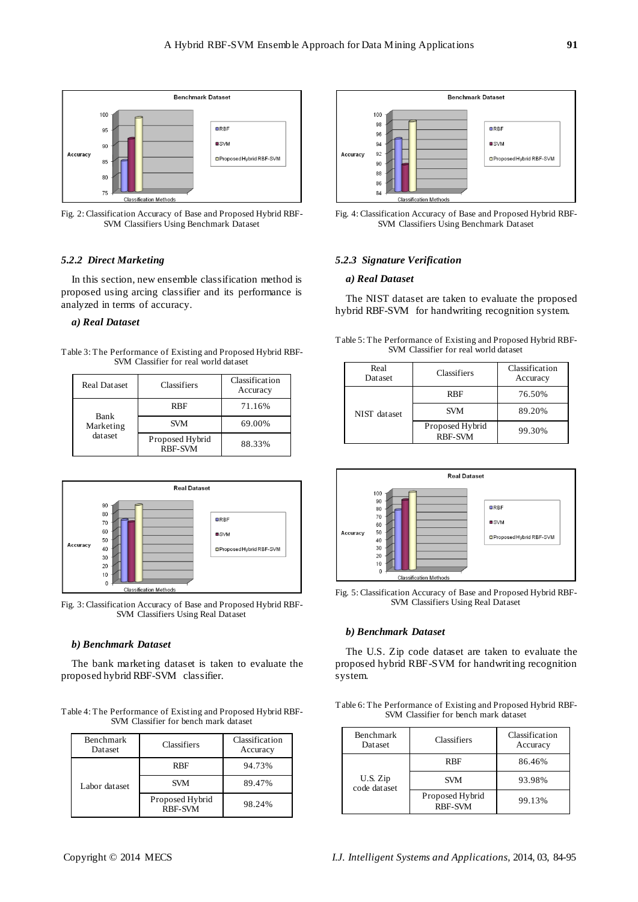Fig. 2: Classification Accuracy of Base and Proposed Hybrid RBF-SVM Classifiers Using Benchmark Dataset

#### 5.2.2 Direct Marketing

In this section, new ensemble classification method is proposed using arcing classifier and its performance is analyzed in terms of accuracy.

*a) Real Dataset*

Table 3: The Performance of Existing and Proposed Hybrid RBF-SVM Classifier for real world dataset

| Real Dataset | Classifiers | Classification Accuracy |
|---|---|---|
| Bank Marketing dataset | RBF | 71.16% |
| | SVM | 69.00% |
| | Proposed Hybrid RBF-SVM | 88.33% |

Fig. 3: Classification Accuracy of Base and Proposed Hybrid RBF-SVM Classifiers Using Real Dataset

*b) Benchmark Dataset*

The bank marketing dataset is taken to evaluate the proposed hybrid RBF-SVM classifier.

Table 4: The Performance of Existing and Proposed Hybrid RBF-SVM Classifier for bench mark dataset

| Benchmark Dataset | Classifiers | Classification Accuracy |
|---|---|---|
| Labor dataset | RBF | 94.73% |
| | SVM | 89.47% |
| | Proposed Hybrid RBF-SVM | 98.24% |

Fig. 4: Classification Accuracy of Base and Proposed Hybrid RBF-SVM Classifiers Using Benchmark Dataset

#### 5.2.3 Signature Verification

*a) Real Dataset*

The NIST dataset are taken to evaluate the proposed hybrid RBF-SVM for handwriting recognition system.

Table 5: The Performance of Existing and Proposed Hybrid RBF-SVM Classifier for real world dataset

| Real Dataset | Classifiers | Classification Accuracy |
|---|---|---|
| NIST dataset | RBF | 76.50% |
| | SVM | 89.20% |
| | Proposed Hybrid RBF-SVM | 99.30% |

Fig. 5: Classification Accuracy of Base and Proposed Hybrid RBF-SVM Classifiers Using Real Dataset

*b) Benchmark Dataset*

The U.S. Zip code dataset are taken to evaluate the proposed hybrid RBF-SVM for handwriting recognition system.

Table 6: The Performance of Existing and Proposed Hybrid RBF-SVM Classifier for bench mark dataset

| Benchmark Dataset | Classifiers | Classification Accuracy |
|---|---|---|
| U.S. Zip code dataset | RBF | 86.46% |
| | SVM | 93.98% |
| | Proposed Hybrid RBF-SVM | 99.13% |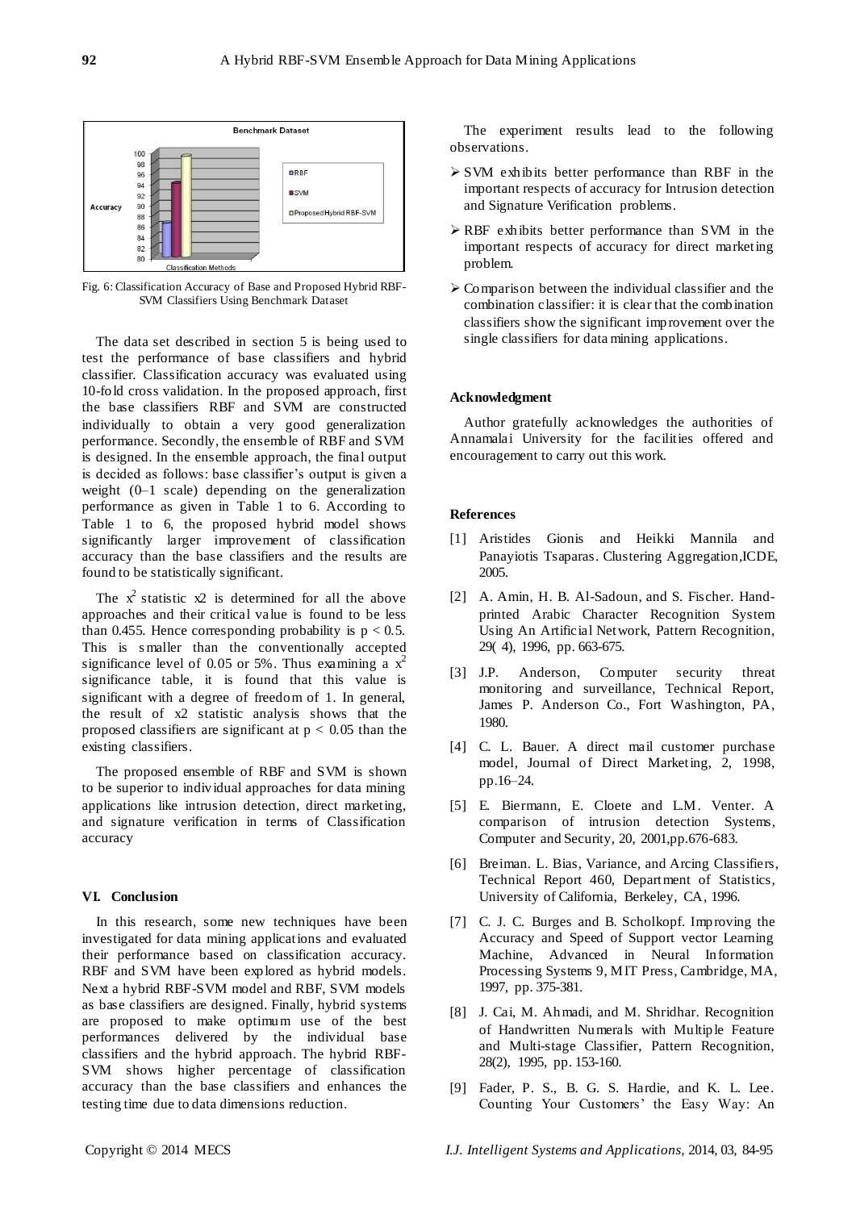Fig. 6: Classification Accuracy of Base and Proposed Hybrid RBF-SVM Classifiers Using Benchmark Dataset

The data set described in section 5 is being used to test the performance of base classifiers and hybrid classifier. Classification accuracy was evaluated using 10-fold cross validation. In the proposed approach, first the base classifiers RBF and SVM are constructed individually to obtain a very good generalization performance. Secondly, the ensemble of RBF and SVM is designed. In the ensemble approach, the final output is decided as follows: base classifier's output is given a weight (0–1 scale) depending on the generalization performance as given in Table 1 to 6. According to Table 1 to 6, the proposed hybrid model shows significantly larger improvement of classification accuracy than the base classifiers and the results are found to be statistically significant.

The $x^2$ statistic x2 is determined for all the above approaches and their critical value is found to be less than 0.455. Hence corresponding probability is $p < 0.5$. This is smaller than the conventionally accepted significance level of 0.05 or 5%. Thus examining a $x^2$ significance table, it is found that this value is significant with a degree of freedom of 1. In general, the result of x2 statistic analysis shows that the proposed classifiers are significant at $p < 0.05$ than the existing classifiers.

The proposed ensemble of RBF and SVM is shown to be superior to individual approaches for data mining applications like intrusion detection, direct marketing, and signature verification in terms of Classification accuracy

## VI. Conclusion

In this research, some new techniques have been investigated for data mining applications and evaluated their performance based on classification accuracy. RBF and SVM have been explored as hybrid models. Next a hybrid RBF-SVM model and RBF, SVM models as base classifiers are designed. Finally, hybrid systems are proposed to make optimum use of the best performances delivered by the individual base classifiers and the hybrid approach. The hybrid RBF-SVM shows higher percentage of classification accuracy than the base classifiers and enhances the testing time due to data dimensions reduction.

The experiment results lead to the following observations.

- SVM exhibits better performance than RBF in the important respects of accuracy for Intrusion detection and Signature Verification problems.
- RBF exhibits better performance than SVM in the important respects of accuracy for direct marketing problem.
- Comparison between the individual classifier and the combination classifier: it is clear that the combination classifiers show the significant improvement over the single classifiers for data mining applications.

## Acknowledgment

Author gratefully acknowledges the authorities of Annamalai University for the facilities offered and encouragement to carry out this work.

## References

[1] Aristides Gionis and Heikki Mannila and Panayiotis Tsaparas. Clustering Aggregation,ICDE, 2005.

[2] A. Amin, H. B. Al-Sadoun, and S. Fischer. Hand-printed Arabic Character Recognition System Using An Artificial Network, Pattern Recognition, 29( 4), 1996, pp. 663-675.

[3] J.P. Anderson, Computer security threat monitoring and surveillance, Technical Report, James P. Anderson Co., Fort Washington, PA, 1980.

[4] C. L. Bauer. A direct mail customer purchase model, Journal of Direct Marketing, 2, 1998, pp.16–24.

[5] E. Biermann, E. Cloete and L.M. Venter. A comparison of intrusion detection Systems, Computer and Security, 20, 2001,pp.676-683.

[6] Breiman. L. Bias, Variance, and Arcing Classifiers, Technical Report 460, Department of Statistics, University of California, Berkeley, CA, 1996.

[7] C. J. C. Burges and B. Scholkopf. Improving the Accuracy and Speed of Support vector Learning Machine, Advanced in Neural Information Processing Systems 9, MIT Press, Cambridge, MA, 1997, pp. 375-381.

[8] J. Cai, M. Ahmadi, and M. Shridhar. Recognition of Handwritten Numerals with Multiple Feature and Multi-stage Classifier, Pattern Recognition, 28(2), 1995, pp. 153-160.

[9] Fader, P. S., B. G. S. Hardie, and K. L. Lee. Counting Your Customers' the Easy Way: An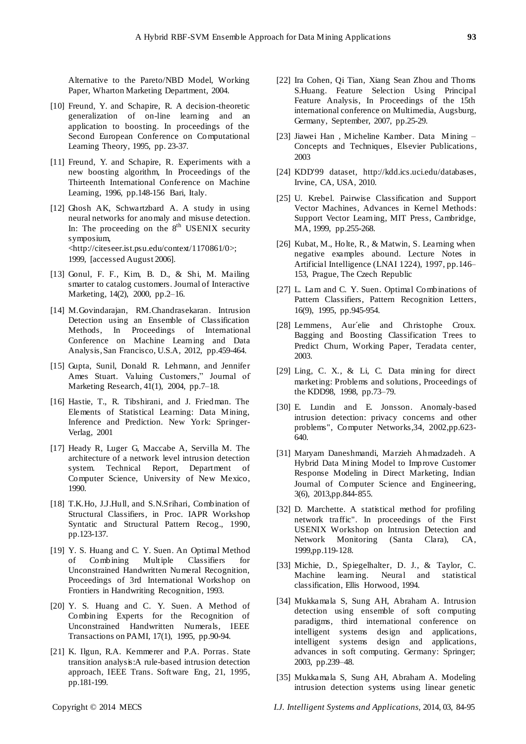Alternative to the Pareto/NBD Model, Working Paper, Wharton Marketing Department, 2004.

[10] Freund, Y. and Schapire, R. A decision-theoretic generalization of on-line learning and an application to boosting. In proceedings of the Second European Conference on Computational Learning Theory, 1995, pp. 23-37.

[11] Freund, Y. and Schapire, R. Experiments with a new boosting algorithm, In Proceedings of the Thirteenth International Conference on Machine Learning, 1996, pp.148-156 Bari, Italy.

[12] Ghosh AK, Schwartzbard A. A study in using neural networks for anomaly and misuse detection. In: The proceeding on the 8th USENIX security symposium, <http://citeseer.ist.psu.edu/context/1170861/0>; 1999, [accessed August 2006].

[13] Gonul, F. F., Kim, B. D., & Shi, M. Mailing smarter to catalog customers. Journal of Interactive Marketing, 14(2), 2000, pp.2–16.

[14] M.Govindarajan, RM.Chandrasekaran. Intrusion Detection using an Ensemble of Classification Methods, In Proceedings of International Conference on Machine Learning and Data Analysis, San Francisco, U.S.A, 2012, pp.459-464.

[15] Gupta, Sunil, Donald R. Lehmann, and Jennifer Ames Stuart. Valuing Customers," Journal of Marketing Research, 41(1), 2004, pp.7–18.

[16] Hastie, T., R. Tibshirani, and J. Friedman. The Elements of Statistical Learning: Data Mining, Inference and Prediction. New York: Springer-Verlag, 2001

[17] Heady R, Luger G, Maccabe A, Servilla M. The architecture of a network level intrusion detection system. Technical Report, Department of Computer Science, University of New Mexico, 1990.

[18] T.K.Ho, J.J.Hull, and S.N.Srihari, Combination of Structural Classifiers, in Proc. IAPR Workshop Syntatic and Structural Pattern Recog., 1990, pp.123-137.

[19] Y. S. Huang and C. Y. Suen. An Optimal Method of Combining Multiple Classifiers for Unconstrained Handwritten Numeral Recognition, Proceedings of 3rd International Workshop on Frontiers in Handwriting Recognition, 1993.

[20] Y. S. Huang and C. Y. Suen. A Method of Combining Experts for the Recognition of Unconstrained Handwritten Numerals, IEEE Transactions on PAMI, 17(1), 1995, pp.90-94.

[21] K. Ilgun, R.A. Kemmerer and P.A. Porras. State transition analysis:A rule-based intrusion detection approach, IEEE Trans. Software Eng, 21, 1995, pp.181-199.

[22] Ira Cohen, Qi Tian, Xiang Sean Zhou and Thoms S.Huang. Feature Selection Using Principal Feature Analysis, In Proceedings of the 15th international conference on Multimedia, Augsburg, Germany, September, 2007, pp.25-29.

[23] Jiawei Han , Micheline Kamber. Data Mining – Concepts and Techniques, Elsevier Publications, 2003

[24] KDD'99 dataset, http://kdd.ics.uci.edu/databases, Irvine, CA, USA, 2010.

[25] U. Krebel. Pairwise Classification and Support Vector Machines, Advances in Kernel Methods: Support Vector Learning, MIT Press, Cambridge, MA, 1999, pp.255-268.

[26] Kubat, M., Holte, R., & Matwin, S. Learning when negative examples abound. Lecture Notes in Artificial Intelligence (LNAI 1224), 1997, pp.146–153, Prague, The Czech Republic

[27] L. Lam and C. Y. Suen. Optimal Combinations of Pattern Classifiers, Pattern Recognition Letters, 16(9), 1995, pp.945-954.

[28] Lemmens, Aur´elie and Christophe Croux. Bagging and Boosting Classification Trees to Predict Churn, Working Paper, Teradata center, 2003.

[29] Ling, C. X., & Li, C. Data mining for direct marketing: Problems and solutions, Proceedings of the KDD98, 1998, pp.73–79.

[30] E. Lundin and E. Jonsson. Anomaly-based intrusion detection: privacy concerns and other problems", Computer Networks,34, 2002,pp.623-640.

[31] Maryam Daneshmandi, Marzieh Ahmadzadeh. A Hybrid Data Mining Model to Improve Customer Response Modeling in Direct Marketing, Indian Journal of Computer Science and Engineering, 3(6), 2013,pp.844-855.

[32] D. Marchette. A statistical method for profiling network traffic". In proceedings of the First USENIX Workshop on Intrusion Detection and Network Monitoring (Santa Clara), CA, 1999,pp.119-128.

[33] Michie, D., Spiegelhalter, D. J., & Taylor, C. Machine learning. Neural and statistical classification, Ellis Horwood, 1994.

[34] Mukkamala S, Sung AH, Abraham A. Intrusion detection using ensemble of soft computing paradigms, third international conference on intelligent systems design and applications, intelligent systems design and applications, advances in soft computing. Germany: Springer; 2003, pp.239–48.

[35] Mukkamala S, Sung AH, Abraham A. Modeling intrusion detection systems using linear genetic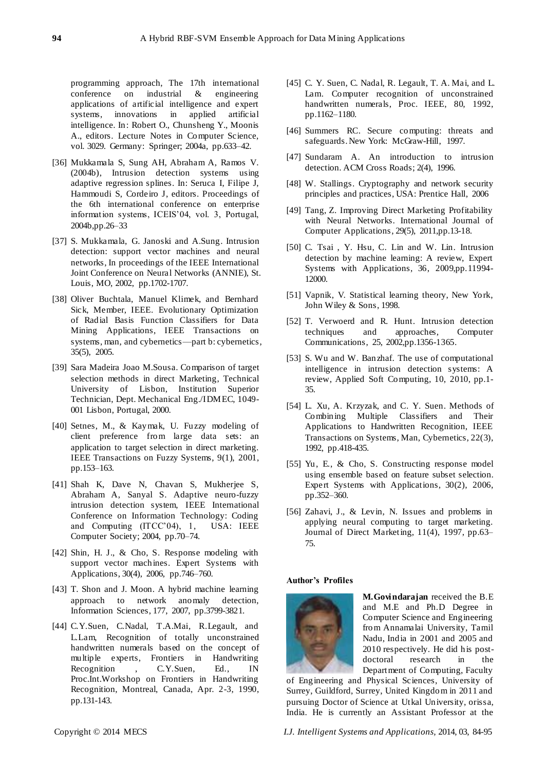programming approach, The 17th international conference on industrial & engineering applications of artificial intelligence and expert systems, innovations in applied artificial intelligence. In: Robert O., Chunsheng Y., Moonis A., editors. Lecture Notes in Computer Science, vol. 3029. Germany: Springer; 2004a, pp.633–42.

[36] Mukkamala S, Sung AH, Abraham A, Ramos V. (2004b), Intrusion detection systems using adaptive regression splines. In: Seruca I, Filipe J, Hammoudi S, Cordeiro J, editors. Proceedings of the 6th international conference on enterprise information systems, ICEIS'04, vol. 3, Portugal, 2004b,pp.26–33

[37] S. Mukkamala, G. Janoski and A.Sung. Intrusion detection: support vector machines and neural networks, In proceedings of the IEEE International Joint Conference on Neural Networks (ANNIE), St. Louis, MO, 2002, pp.1702-1707.

[38] Oliver Buchtala, Manuel Klimek, and Bernhard Sick, Member, IEEE. Evolutionary Optimization of Radial Basis Function Classifiers for Data Mining Applications, IEEE Transactions on systems, man, and cybernetics—part b: cybernetics, 35(5), 2005.

[39] Sara Madeira Joao M.Sousa. Comparison of target selection methods in direct Marketing, Technical University of Lisbon, Institution Superior Technician, Dept. Mechanical Eng./IDMEC, 1049-001 Lisbon, Portugal, 2000.

[40] Setnes, M., & Kaymak, U. Fuzzy modeling of client preference from large data sets: an application to target selection in direct marketing. IEEE Transactions on Fuzzy Systems, 9(1), 2001, pp.153–163.

[41] Shah K, Dave N, Chavan S, Mukherjee S, Abraham A, Sanyal S. Adaptive neuro-fuzzy intrusion detection system, IEEE International Conference on Information Technology: Coding and Computing (ITCC'04), 1, USA: IEEE Computer Society; 2004, pp.70–74.

[42] Shin, H. J., & Cho, S. Response modeling with support vector machines. Expert Systems with Applications, 30(4), 2006, pp.746–760.

[43] T. Shon and J. Moon. A hybrid machine learning approach to network anomaly detection, Information Sciences, 177, 2007, pp.3799-3821.

[44] C.Y.Suen, C.Nadal, T.A.Mai, R.Legault, and L.Lam, Recognition of totally unconstrained handwritten numerals based on the concept of multiple experts, Frontiers in Handwriting Recognition , C.Y.Suen, Ed., IN Proc.Int.Workshop on Frontiers in Handwriting Recognition, Montreal, Canada, Apr. 2-3, 1990, pp.131-143.

[45] C. Y. Suen, C. Nadal, R. Legault, T. A. Mai, and L. Lam. Computer recognition of unconstrained handwritten numerals, Proc. IEEE, 80, 1992, pp.1162–1180.

[46] Summers RC. Secure computing: threats and safeguards. New York: McGraw-Hill, 1997.

[47] Sundaram A. An introduction to intrusion detection. ACM Cross Roads; 2(4), 1996.

[48] W. Stallings. Cryptography and network security principles and practices, USA: Prentice Hall, 2006

[49] Tang, Z. Improving Direct Marketing Profitability with Neural Networks. International Journal of Computer Applications, 29(5), 2011,pp.13-18.

[50] C. Tsai , Y. Hsu, C. Lin and W. Lin. Intrusion detection by machine learning: A review, Expert Systems with Applications, 36, 2009,pp.11994-12000.

[51] Vapnik, V. Statistical learning theory, New York, John Wiley & Sons, 1998.

[52] T. Verwoerd and R. Hunt. Intrusion detection techniques and approaches, Computer Communications, 25, 2002,pp.1356-1365.

[53] S. Wu and W. Banzhaf. The use of computational intelligence in intrusion detection systems: A review, Applied Soft Computing, 10, 2010, pp.1-35.

[54] L. Xu, A. Krzyzak, and C. Y. Suen. Methods of Combining Multiple Classifiers and Their Applications to Handwritten Recognition, IEEE Transactions on Systems, Man, Cybernetics, 22(3), 1992, pp.418-435.

[55] Yu, E., & Cho, S. Constructing response model using ensemble based on feature subset selection. Expert Systems with Applications, 30(2), 2006, pp.352–360.

[56] Zahavi, J., & Levin, N. Issues and problems in applying neural computing to target marketing. Journal of Direct Marketing, 11(4), 1997, pp.63–75.

**Author's Profiles**

**M.Govindarajan** received the B.E and M.E and Ph.D Degree in Computer Science and Engineering from Annamalai University, Tamil Nadu, India in 2001 and 2005 and 2010 respectively. He did his post-doctoral research in the Department of Computing, Faculty of Engineering and Physical Sciences, University of Surrey, Guildford, Surrey, United Kingdom in 2011 and pursuing Doctor of Science at Utkal University, orissa, India. He is currently an Assistant Professor at the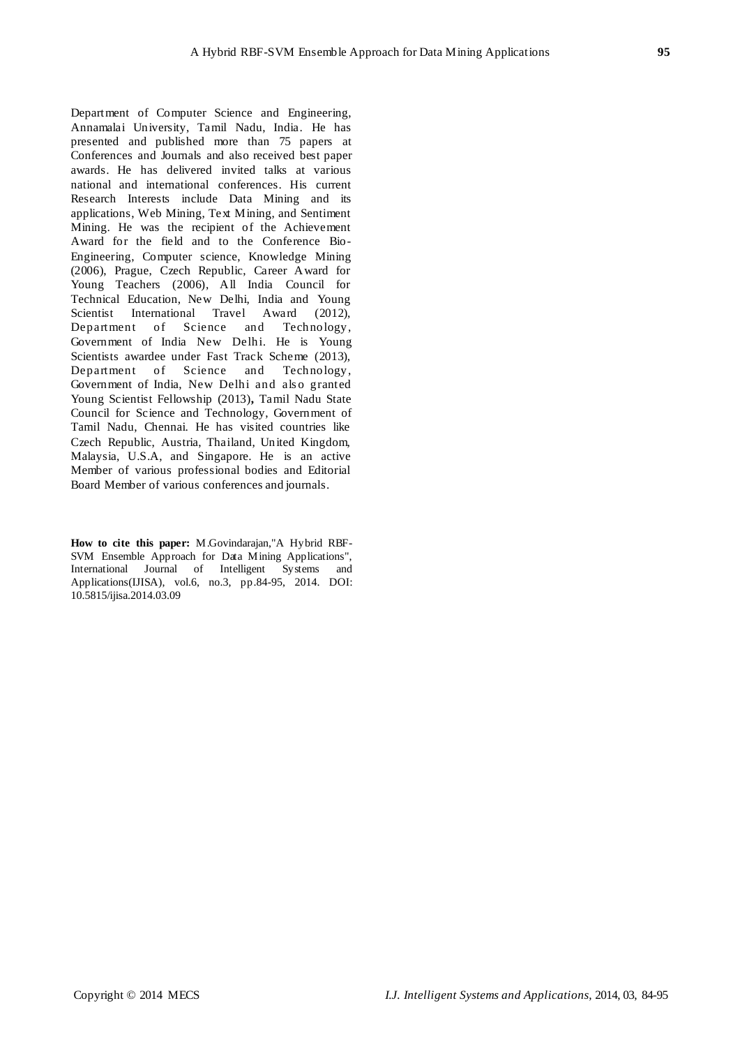Department of Computer Science and Engineering, Annamalai University, Tamil Nadu, India. He has presented and published more than 75 papers at Conferences and Journals and also received best paper awards. He has delivered invited talks at various national and international conferences. His current Research Interests include Data Mining and its applications, Web Mining, Text Mining, and Sentiment Mining. He was the recipient of the Achievement Award for the field and to the Conference Bio-Engineering, Computer science, Knowledge Mining (2006), Prague, Czech Republic, Career Award for Young Teachers (2006), All India Council for Technical Education, New Delhi, India and Young Scientist International Travel Award (2012), Department of Science and Technology, Government of India New Delhi. He is Young Scientists awardee under Fast Track Scheme (2013), Department of Science and Technology, Government of India, New Delhi and also granted Young Scientist Fellowship (2013), Tamil Nadu State Council for Science and Technology, Government of Tamil Nadu, Chennai. He has visited countries like Czech Republic, Austria, Thailand, United Kingdom, Malaysia, U.S.A, and Singapore. He is an active Member of various professional bodies and Editorial Board Member of various conferences and journals.

**How to cite this paper:** M.Govindarajan,"A Hybrid RBF-SVM Ensemble Approach for Data Mining Applications", International Journal of Intelligent Systems and Applications(IJISA), vol.6, no.3, pp.84-95, 2014. DOI: 10.5815/ijisa.2014.03.09